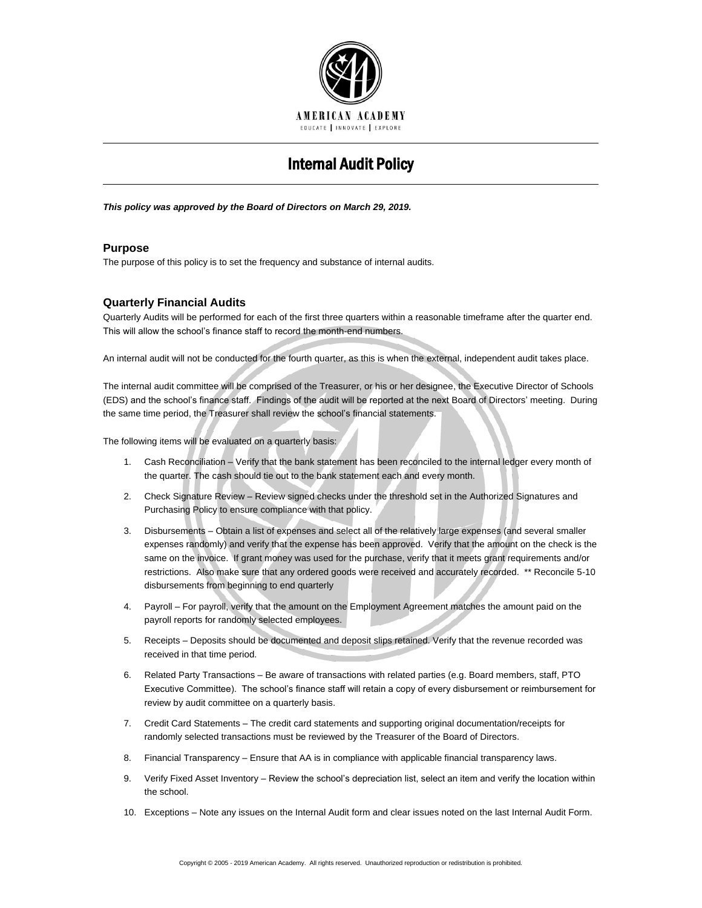AMERICAN ACADEMY

EDUCATE | INNOVATE | EXPLORE

# Internal Audit Policy

***This policy was approved by the Board of Directors on March 29, 2019.***

## Purpose

The purpose of this policy is to set the frequency and substance of internal audits.

## Quarterly Financial Audits

Quarterly Audits will be performed for each of the first three quarters within a reasonable timeframe after the quarter end. This will allow the school's finance staff to record the month-end numbers.

An internal audit will not be conducted for the fourth quarter, as this is when the external, independent audit takes place.

The internal audit committee will be comprised of the Treasurer, or his or her designee, the Executive Director of Schools (EDS) and the school's finance staff. Findings of the audit will be reported at the next Board of Directors' meeting. During the same time period, the Treasurer shall review the school's financial statements.

The following items will be evaluated on a quarterly basis:

1. Cash Reconciliation – Verify that the bank statement has been reconciled to the internal ledger every month of the quarter. The cash should tie out to the bank statement each and every month.
2. Check Signature Review – Review signed checks under the threshold set in the Authorized Signatures and Purchasing Policy to ensure compliance with that policy.
3. Disbursements – Obtain a list of expenses and select all of the relatively large expenses (and several smaller expenses randomly) and verify that the expense has been approved. Verify that the amount on the check is the same on the invoice. If grant money was used for the purchase, verify that it meets grant requirements and/or restrictions. Also make sure that any ordered goods were received and accurately recorded. ** Reconcile 5-10 disbursements from beginning to end quarterly
4. Payroll – For payroll, verify that the amount on the Employment Agreement matches the amount paid on the payroll reports for randomly selected employees.
5. Receipts – Deposits should be documented and deposit slips retained. Verify that the revenue recorded was received in that time period.
6. Related Party Transactions – Be aware of transactions with related parties (e.g. Board members, staff, PTO Executive Committee). The school's finance staff will retain a copy of every disbursement or reimbursement for review by audit committee on a quarterly basis.
7. Credit Card Statements – The credit card statements and supporting original documentation/receipts for randomly selected transactions must be reviewed by the Treasurer of the Board of Directors.
8. Financial Transparency – Ensure that AA is in compliance with applicable financial transparency laws.
9. Verify Fixed Asset Inventory – Review the school's depreciation list, select an item and verify the location within the school.
10. Exceptions – Note any issues on the Internal Audit form and clear issues noted on the last Internal Audit Form.

Copyright © 2005 - 2019 American Academy. All rights reserved. Unauthorized reproduction or redistribution is prohibited.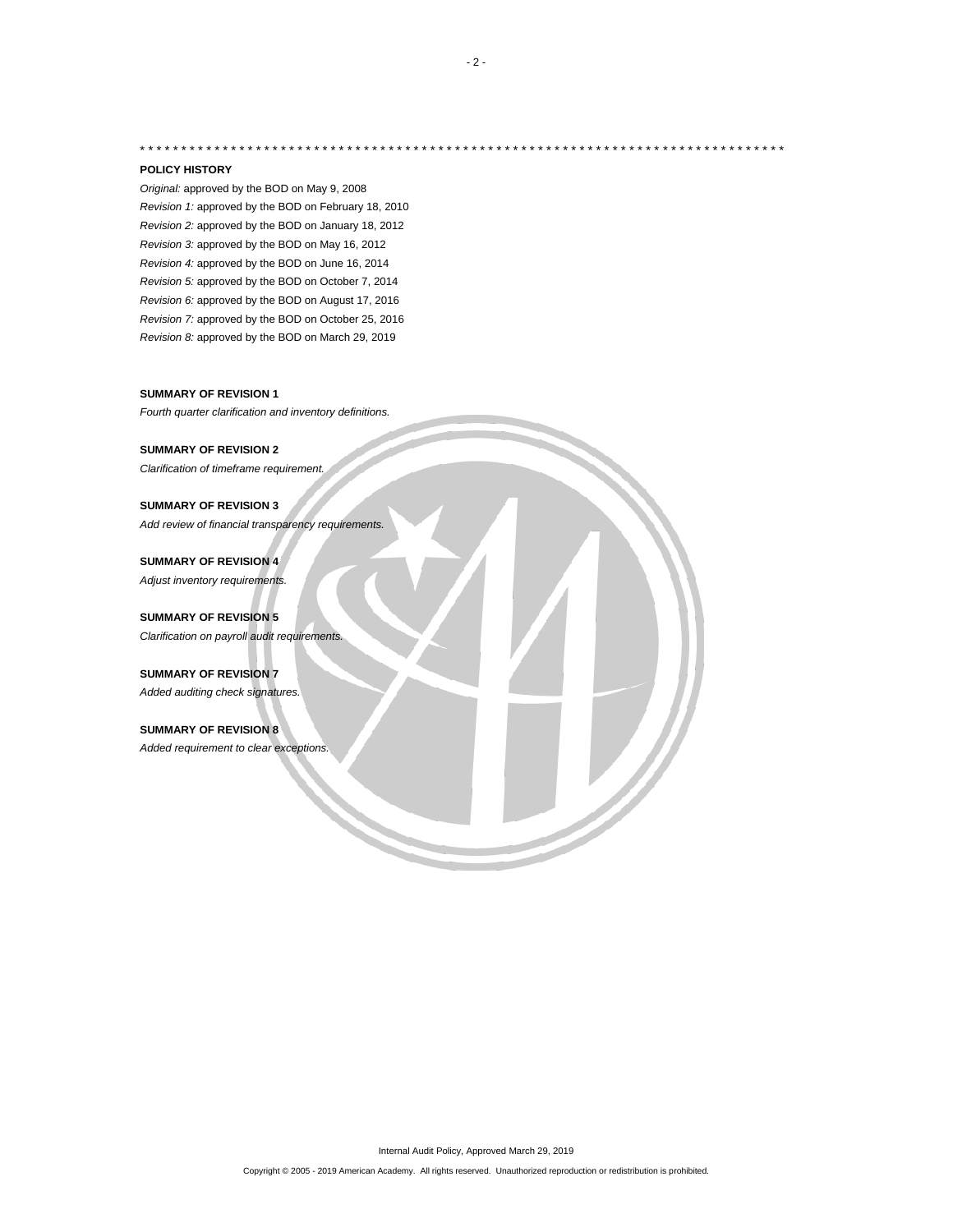* * * * * * * * * * * * * * * * * * * * * * * * * * * * * * * * * * * * * * * * * * * * * * * * * * * * * * * * * * * * * * * * * * * * * * * * * * *

**POLICY HISTORY**

*Original:* approved by the BOD on May 9, 2008
*Revision 1:* approved by the BOD on February 18, 2010
*Revision 2:* approved by the BOD on January 18, 2012
*Revision 3:* approved by the BOD on May 16, 2012
*Revision 4:* approved by the BOD on June 16, 2014
*Revision 5:* approved by the BOD on October 7, 2014
*Revision 6:* approved by the BOD on August 17, 2016
*Revision 7:* approved by the BOD on October 25, 2016
*Revision 8:* approved by the BOD on March 29, 2019

**SUMMARY OF REVISION 1**
*Fourth quarter clarification and inventory definitions.*

**SUMMARY OF REVISION 2**
*Clarification of timeframe requirement.*

**SUMMARY OF REVISION 3**
*Add review of financial transparency requirements.*

**SUMMARY OF REVISION 4**
*Adjust inventory requirements.*

**SUMMARY OF REVISION 5**
*Clarification on payroll audit requirements.*

**SUMMARY OF REVISION 7**
*Added auditing check signatures.*

**SUMMARY OF REVISION 8**
*Added requirement to clear exceptions.*

Internal Audit Policy, Approved March 29, 2019

Copyright © 2005 - 2019 American Academy. All rights reserved. Unauthorized reproduction or redistribution is prohibited.